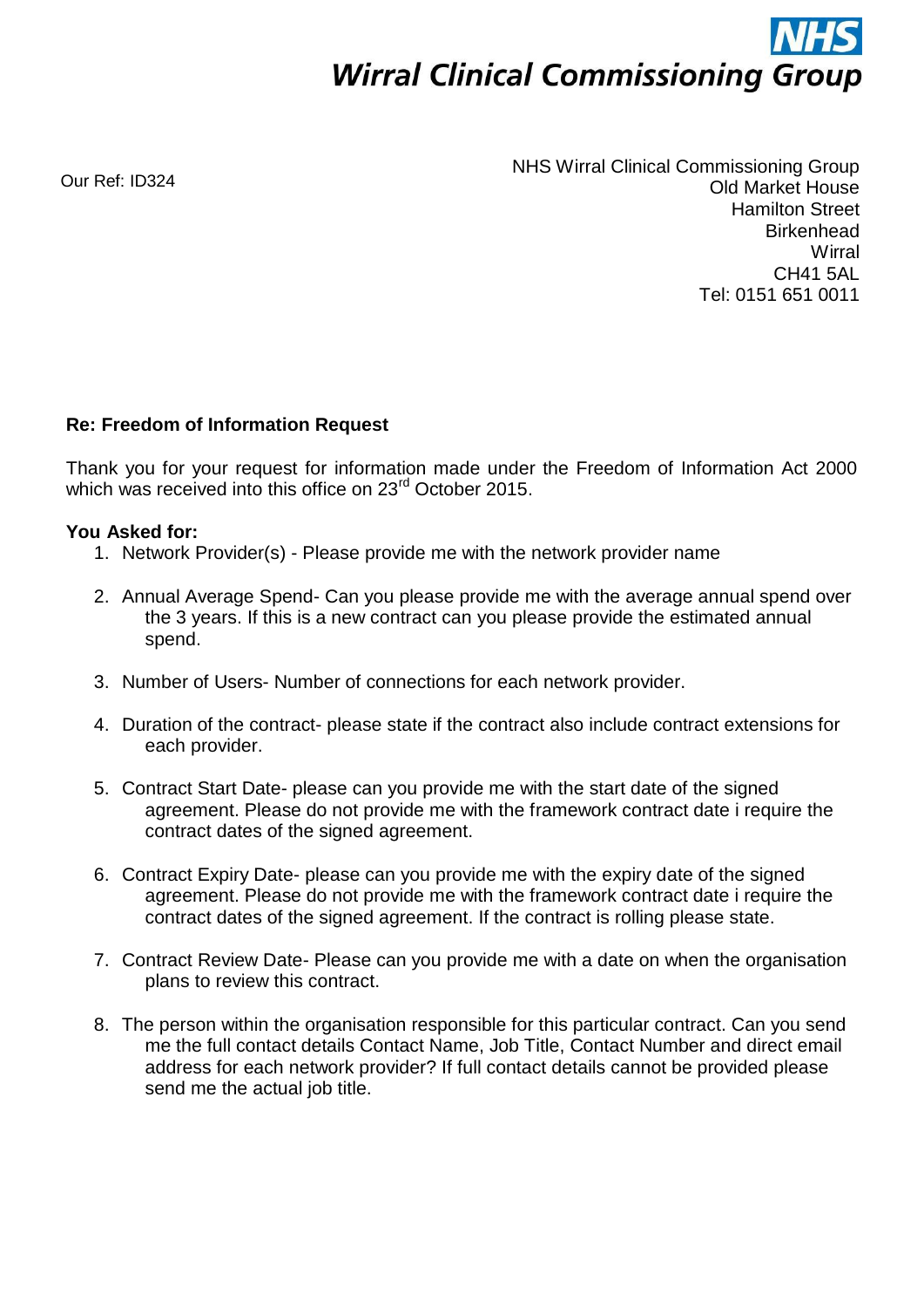**NHS**
**Wirral Clinical Commissioning Group**

Our Ref: ID324

NHS Wirral Clinical Commissioning Group
Old Market House
Hamilton Street
Birkenhead
Wirral
CH41 5AL
Tel: 0151 651 0011

**Re: Freedom of Information Request**

Thank you for your request for information made under the Freedom of Information Act 2000 which was received into this office on 23rd October 2015.

**You Asked for:**

1. Network Provider(s) - Please provide me with the network provider name
2. Annual Average Spend- Can you please provide me with the average annual spend over the 3 years. If this is a new contract can you please provide the estimated annual spend.
3. Number of Users- Number of connections for each network provider.
4. Duration of the contract- please state if the contract also include contract extensions for each provider.
5. Contract Start Date- please can you provide me with the start date of the signed agreement. Please do not provide me with the framework contract date i require the contract dates of the signed agreement.
6. Contract Expiry Date- please can you provide me with the expiry date of the signed agreement. Please do not provide me with the framework contract date i require the contract dates of the signed agreement. If the contract is rolling please state.
7. Contract Review Date- Please can you provide me with a date on when the organisation plans to review this contract.
8. The person within the organisation responsible for this particular contract. Can you send me the full contact details Contact Name, Job Title, Contact Number and direct email address for each network provider? If full contact details cannot be provided please send me the actual job title.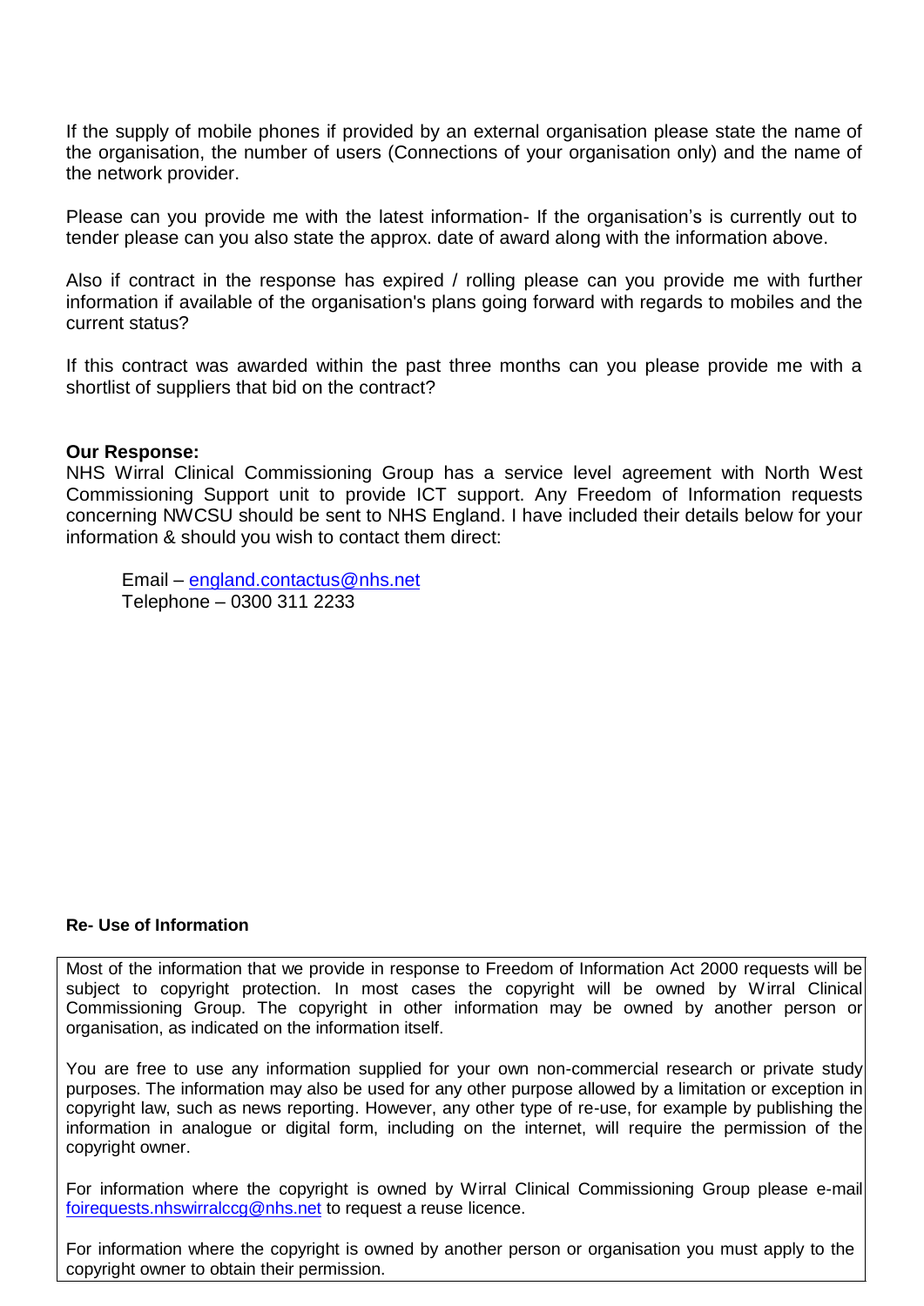If the supply of mobile phones if provided by an external organisation please state the name of the organisation, the number of users (Connections of your organisation only) and the name of the network provider.

Please can you provide me with the latest information- If the organisation's is currently out to tender please can you also state the approx. date of award along with the information above.

Also if contract in the response has expired / rolling please can you provide me with further information if available of the organisation's plans going forward with regards to mobiles and the current status?

If this contract was awarded within the past three months can you please provide me with a shortlist of suppliers that bid on the contract?

**Our Response:**
NHS Wirral Clinical Commissioning Group has a service level agreement with North West Commissioning Support unit to provide ICT support. Any Freedom of Information requests concerning NWCSU should be sent to NHS England. I have included their details below for your information & should you wish to contact them direct:

Email – england.contactus@nhs.net
Telephone – 0300 311 2233

**Re- Use of Information**

Most of the information that we provide in response to Freedom of Information Act 2000 requests will be subject to copyright protection. In most cases the copyright will be owned by Wirral Clinical Commissioning Group. The copyright in other information may be owned by another person or organisation, as indicated on the information itself.

You are free to use any information supplied for your own non-commercial research or private study purposes. The information may also be used for any other purpose allowed by a limitation or exception in copyright law, such as news reporting. However, any other type of re-use, for example by publishing the information in analogue or digital form, including on the internet, will require the permission of the copyright owner.

For information where the copyright is owned by Wirral Clinical Commissioning Group please e-mail foirequests.nhswirralccg@nhs.net to request a reuse licence.

For information where the copyright is owned by another person or organisation you must apply to the copyright owner to obtain their permission.